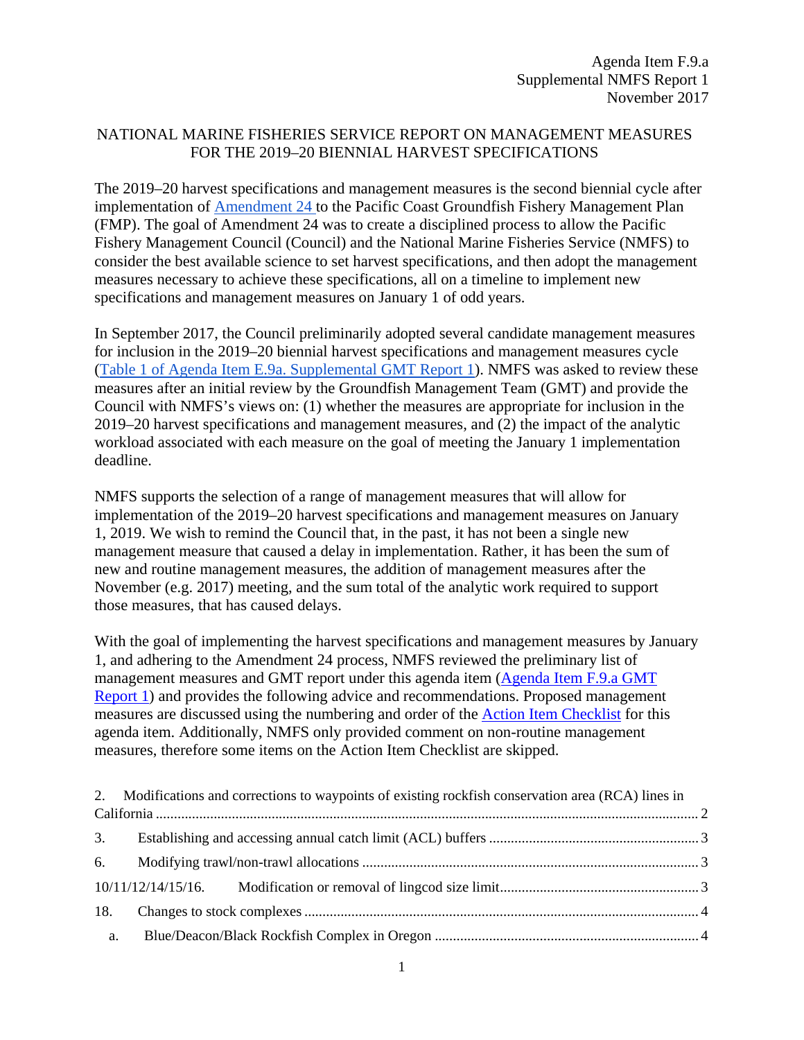Agenda Item F.9.a
Supplemental NMFS Report 1
November 2017

# NATIONAL MARINE FISHERIES SERVICE REPORT ON MANAGEMENT MEASURES FOR THE 2019–20 BIENNIAL HARVEST SPECIFICATIONS

The 2019–20 harvest specifications and management measures is the second biennial cycle after implementation of Amendment 24 to the Pacific Coast Groundfish Fishery Management Plan (FMP). The goal of Amendment 24 was to create a disciplined process to allow the Pacific Fishery Management Council (Council) and the National Marine Fisheries Service (NMFS) to consider the best available science to set harvest specifications, and then adopt the management measures necessary to achieve these specifications, all on a timeline to implement new specifications and management measures on January 1 of odd years.

In September 2017, the Council preliminarily adopted several candidate management measures for inclusion in the 2019–20 biennial harvest specifications and management measures cycle (Table 1 of Agenda Item E.9a. Supplemental GMT Report 1). NMFS was asked to review these measures after an initial review by the Groundfish Management Team (GMT) and provide the Council with NMFS's views on: (1) whether the measures are appropriate for inclusion in the 2019–20 harvest specifications and management measures, and (2) the impact of the analytic workload associated with each measure on the goal of meeting the January 1 implementation deadline.

NMFS supports the selection of a range of management measures that will allow for implementation of the 2019–20 harvest specifications and management measures on January 1, 2019. We wish to remind the Council that, in the past, it has not been a single new management measure that caused a delay in implementation. Rather, it has been the sum of new and routine management measures, the addition of management measures after the November (e.g. 2017) meeting, and the sum total of the analytic work required to support those measures, that has caused delays.

With the goal of implementing the harvest specifications and management measures by January 1, and adhering to the Amendment 24 process, NMFS reviewed the preliminary list of management measures and GMT report under this agenda item (Agenda Item F.9.a GMT Report 1) and provides the following advice and recommendations. Proposed management measures are discussed using the numbering and order of the Action Item Checklist for this agenda item. Additionally, NMFS only provided comment on non-routine management measures, therefore some items on the Action Item Checklist are skipped.

2. Modifications and corrections to waypoints of existing rockfish conservation area (RCA) lines in California ........ 2
3. Establishing and accessing annual catch limit (ACL) buffers ........ 3
6. Modifying trawl/non-trawl allocations ........ 3
10/11/12/14/15/16. Modification or removal of lingcod size limit ........ 3
18. Changes to stock complexes ........ 4
   a. Blue/Deacon/Black Rockfish Complex in Oregon ........ 4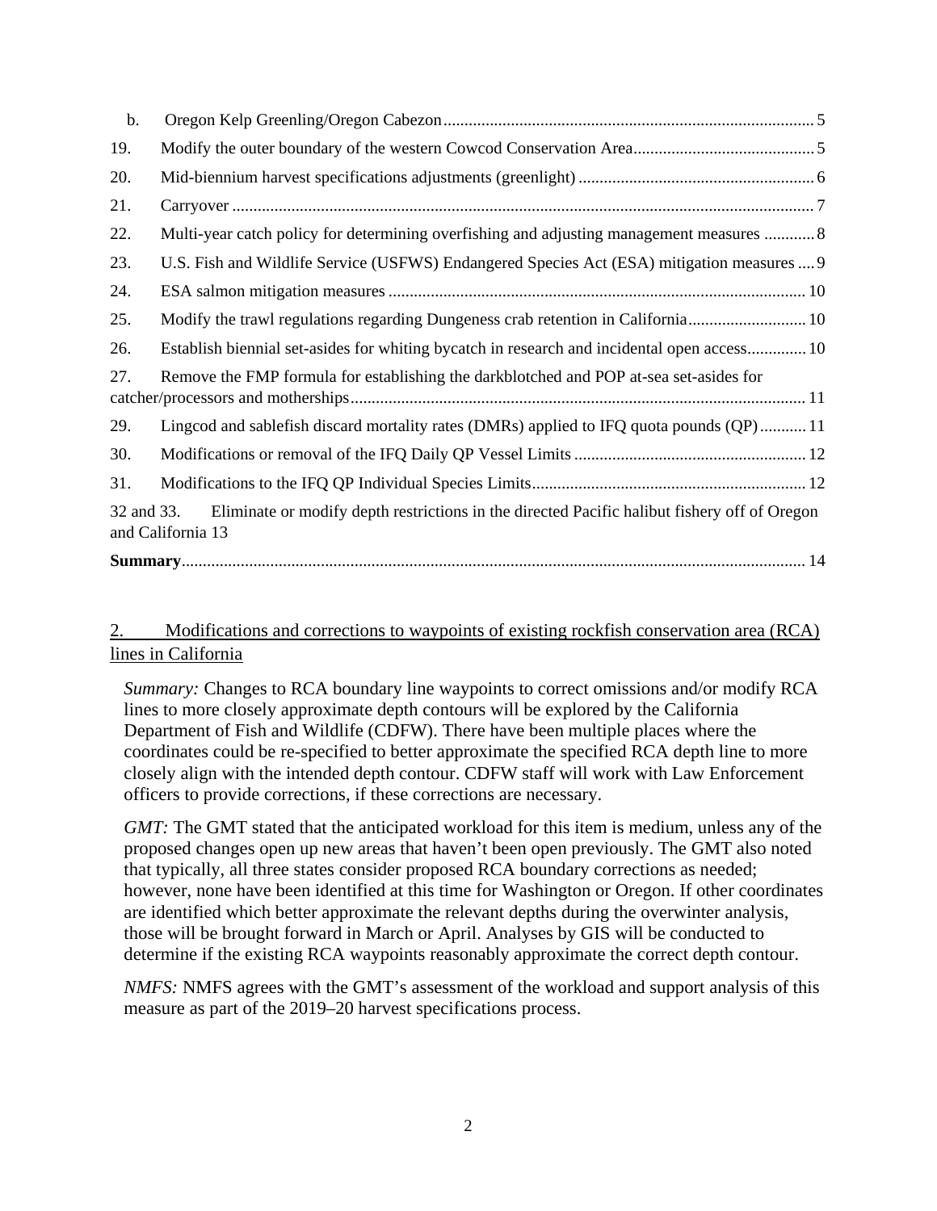b. Oregon Kelp Greenling/Oregon Cabezon ........ 5

19. Modify the outer boundary of the western Cowcod Conservation Area ........ 5

20. Mid-biennium harvest specifications adjustments (greenlight) ........ 6

21. Carryover ........ 7

22. Multi-year catch policy for determining overfishing and adjusting management measures ........ 8

23. U.S. Fish and Wildlife Service (USFWS) Endangered Species Act (ESA) mitigation measures ........ 9

24. ESA salmon mitigation measures ........ 10

25. Modify the trawl regulations regarding Dungeness crab retention in California ........ 10

26. Establish biennial set-asides for whiting bycatch in research and incidental open access ........ 10

27. Remove the FMP formula for establishing the darkblotched and POP at-sea set-asides for catcher/processors and motherships ........ 11

29. Lingcod and sablefish discard mortality rates (DMRs) applied to IFQ quota pounds (QP) ........ 11

30. Modifications or removal of the IFQ Daily QP Vessel Limits ........ 12

31. Modifications to the IFQ QP Individual Species Limits ........ 12

32 and 33. Eliminate or modify depth restrictions in the directed Pacific halibut fishery off of Oregon and California 13

**Summary** ........ 14

## 2. Modifications and corrections to waypoints of existing rockfish conservation area (RCA) lines in California

*Summary:* Changes to RCA boundary line waypoints to correct omissions and/or modify RCA lines to more closely approximate depth contours will be explored by the California Department of Fish and Wildlife (CDFW). There have been multiple places where the coordinates could be re-specified to better approximate the specified RCA depth line to more closely align with the intended depth contour. CDFW staff will work with Law Enforcement officers to provide corrections, if these corrections are necessary.

*GMT:* The GMT stated that the anticipated workload for this item is medium, unless any of the proposed changes open up new areas that haven't been open previously. The GMT also noted that typically, all three states consider proposed RCA boundary corrections as needed; however, none have been identified at this time for Washington or Oregon. If other coordinates are identified which better approximate the relevant depths during the overwinter analysis, those will be brought forward in March or April. Analyses by GIS will be conducted to determine if the existing RCA waypoints reasonably approximate the correct depth contour.

*NMFS:* NMFS agrees with the GMT's assessment of the workload and support analysis of this measure as part of the 2019–20 harvest specifications process.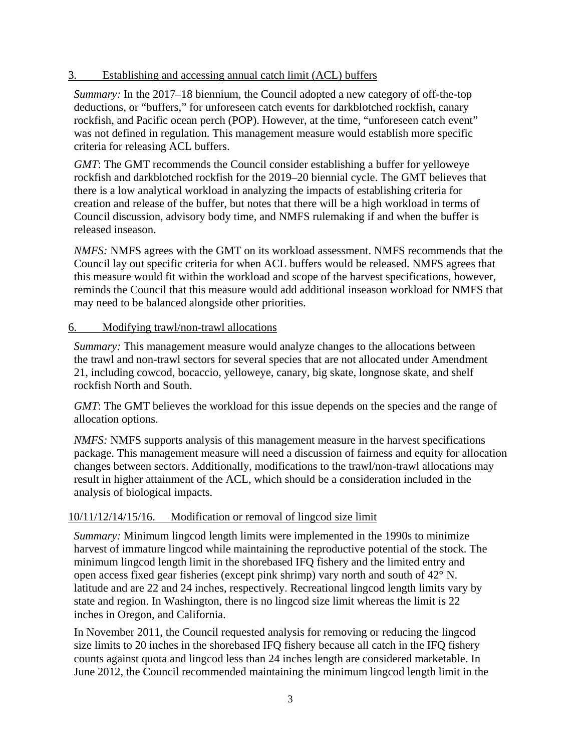### 3. Establishing and accessing annual catch limit (ACL) buffers

*Summary:* In the 2017–18 biennium, the Council adopted a new category of off-the-top deductions, or "buffers," for unforeseen catch events for darkblotched rockfish, canary rockfish, and Pacific ocean perch (POP). However, at the time, "unforeseen catch event" was not defined in regulation. This management measure would establish more specific criteria for releasing ACL buffers.

*GMT*: The GMT recommends the Council consider establishing a buffer for yelloweye rockfish and darkblotched rockfish for the 2019–20 biennial cycle. The GMT believes that there is a low analytical workload in analyzing the impacts of establishing criteria for creation and release of the buffer, but notes that there will be a high workload in terms of Council discussion, advisory body time, and NMFS rulemaking if and when the buffer is released inseason.

*NMFS:* NMFS agrees with the GMT on its workload assessment. NMFS recommends that the Council lay out specific criteria for when ACL buffers would be released. NMFS agrees that this measure would fit within the workload and scope of the harvest specifications, however, reminds the Council that this measure would add additional inseason workload for NMFS that may need to be balanced alongside other priorities.

### 6. Modifying trawl/non-trawl allocations

*Summary:* This management measure would analyze changes to the allocations between the trawl and non-trawl sectors for several species that are not allocated under Amendment 21, including cowcod, bocaccio, yelloweye, canary, big skate, longnose skate, and shelf rockfish North and South.

*GMT*: The GMT believes the workload for this issue depends on the species and the range of allocation options.

*NMFS:* NMFS supports analysis of this management measure in the harvest specifications package. This management measure will need a discussion of fairness and equity for allocation changes between sectors. Additionally, modifications to the trawl/non-trawl allocations may result in higher attainment of the ACL, which should be a consideration included in the analysis of biological impacts.

### 10/11/12/14/15/16. Modification or removal of lingcod size limit

*Summary:* Minimum lingcod length limits were implemented in the 1990s to minimize harvest of immature lingcod while maintaining the reproductive potential of the stock. The minimum lingcod length limit in the shorebased IFQ fishery and the limited entry and open access fixed gear fisheries (except pink shrimp) vary north and south of 42° N. latitude and are 22 and 24 inches, respectively. Recreational lingcod length limits vary by state and region. In Washington, there is no lingcod size limit whereas the limit is 22 inches in Oregon, and California.

In November 2011, the Council requested analysis for removing or reducing the lingcod size limits to 20 inches in the shorebased IFQ fishery because all catch in the IFQ fishery counts against quota and lingcod less than 24 inches length are considered marketable. In June 2012, the Council recommended maintaining the minimum lingcod length limit in the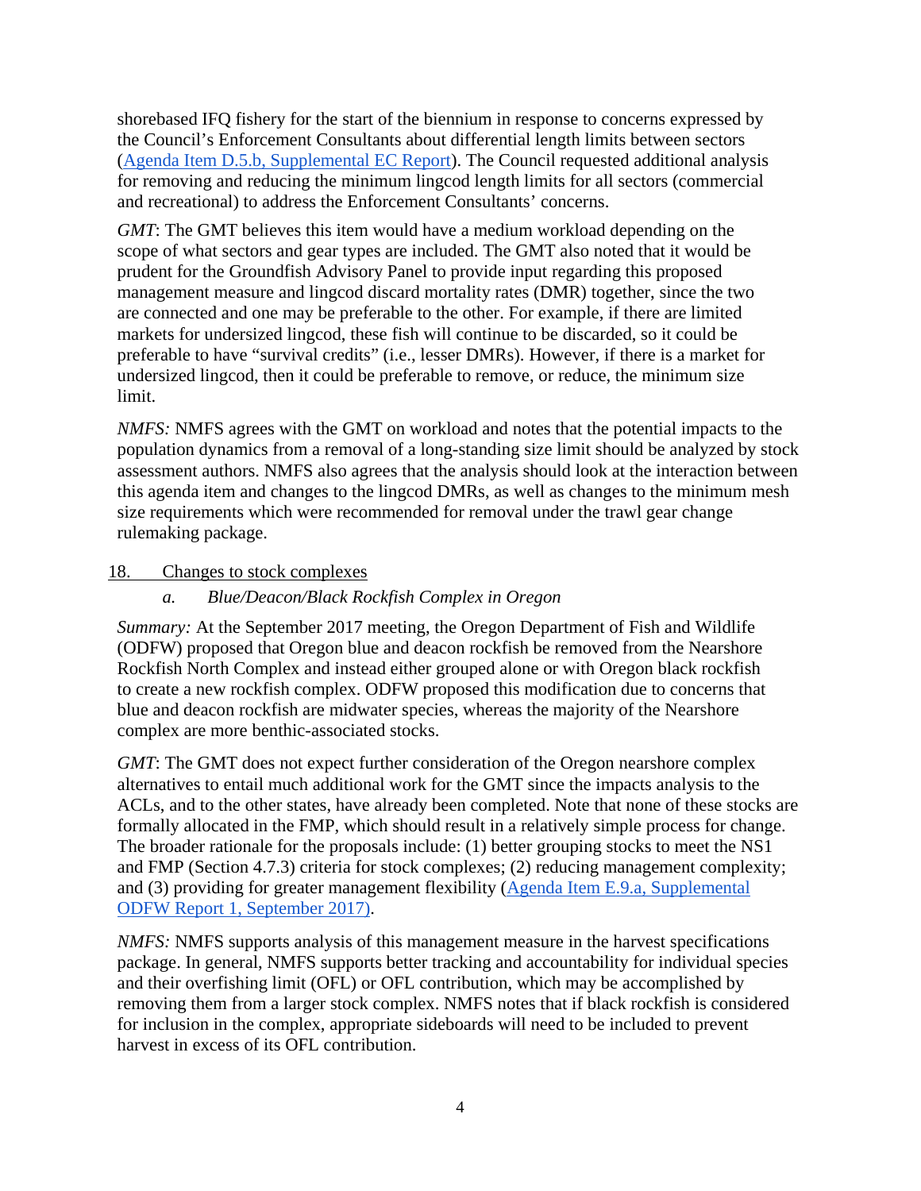shorebased IFQ fishery for the start of the biennium in response to concerns expressed by the Council's Enforcement Consultants about differential length limits between sectors (Agenda Item D.5.b, Supplemental EC Report). The Council requested additional analysis for removing and reducing the minimum lingcod length limits for all sectors (commercial and recreational) to address the Enforcement Consultants' concerns.

*GMT*: The GMT believes this item would have a medium workload depending on the scope of what sectors and gear types are included. The GMT also noted that it would be prudent for the Groundfish Advisory Panel to provide input regarding this proposed management measure and lingcod discard mortality rates (DMR) together, since the two are connected and one may be preferable to the other. For example, if there are limited markets for undersized lingcod, these fish will continue to be discarded, so it could be preferable to have "survival credits" (i.e., lesser DMRs). However, if there is a market for undersized lingcod, then it could be preferable to remove, or reduce, the minimum size limit.

*NMFS:* NMFS agrees with the GMT on workload and notes that the potential impacts to the population dynamics from a removal of a long-standing size limit should be analyzed by stock assessment authors. NMFS also agrees that the analysis should look at the interaction between this agenda item and changes to the lingcod DMRs, as well as changes to the minimum mesh size requirements which were recommended for removal under the trawl gear change rulemaking package.

18. Changes to stock complexes

*a. Blue/Deacon/Black Rockfish Complex in Oregon*

*Summary:* At the September 2017 meeting, the Oregon Department of Fish and Wildlife (ODFW) proposed that Oregon blue and deacon rockfish be removed from the Nearshore Rockfish North Complex and instead either grouped alone or with Oregon black rockfish to create a new rockfish complex. ODFW proposed this modification due to concerns that blue and deacon rockfish are midwater species, whereas the majority of the Nearshore complex are more benthic-associated stocks.

*GMT*: The GMT does not expect further consideration of the Oregon nearshore complex alternatives to entail much additional work for the GMT since the impacts analysis to the ACLs, and to the other states, have already been completed. Note that none of these stocks are formally allocated in the FMP, which should result in a relatively simple process for change. The broader rationale for the proposals include: (1) better grouping stocks to meet the NS1 and FMP (Section 4.7.3) criteria for stock complexes; (2) reducing management complexity; and (3) providing for greater management flexibility (Agenda Item E.9.a, Supplemental ODFW Report 1, September 2017).

*NMFS:* NMFS supports analysis of this management measure in the harvest specifications package. In general, NMFS supports better tracking and accountability for individual species and their overfishing limit (OFL) or OFL contribution, which may be accomplished by removing them from a larger stock complex. NMFS notes that if black rockfish is considered for inclusion in the complex, appropriate sideboards will need to be included to prevent harvest in excess of its OFL contribution.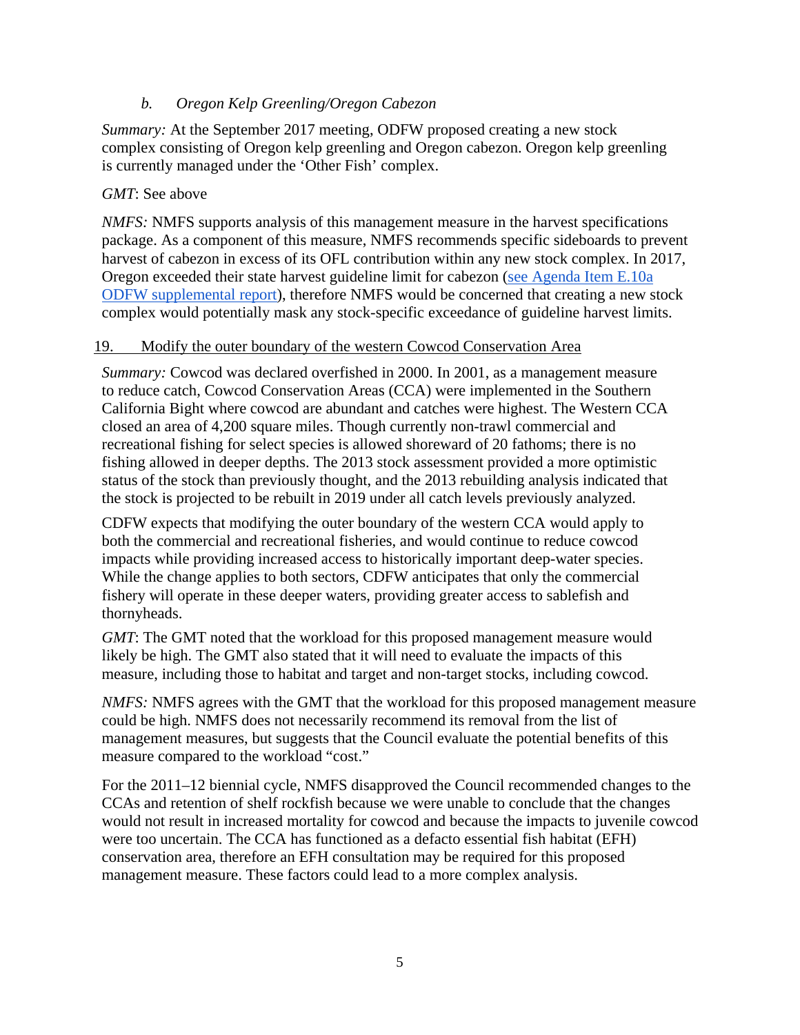*b. Oregon Kelp Greenling/Oregon Cabezon*

*Summary:* At the September 2017 meeting, ODFW proposed creating a new stock complex consisting of Oregon kelp greenling and Oregon cabezon. Oregon kelp greenling is currently managed under the 'Other Fish' complex.

*GMT*: See above

*NMFS:* NMFS supports analysis of this management measure in the harvest specifications package. As a component of this measure, NMFS recommends specific sideboards to prevent harvest of cabezon in excess of its OFL contribution within any new stock complex. In 2017, Oregon exceeded their state harvest guideline limit for cabezon (see Agenda Item E.10a ODFW supplemental report), therefore NMFS would be concerned that creating a new stock complex would potentially mask any stock-specific exceedance of guideline harvest limits.

19. Modify the outer boundary of the western Cowcod Conservation Area

*Summary:* Cowcod was declared overfished in 2000. In 2001, as a management measure to reduce catch, Cowcod Conservation Areas (CCA) were implemented in the Southern California Bight where cowcod are abundant and catches were highest. The Western CCA closed an area of 4,200 square miles. Though currently non-trawl commercial and recreational fishing for select species is allowed shoreward of 20 fathoms; there is no fishing allowed in deeper depths. The 2013 stock assessment provided a more optimistic status of the stock than previously thought, and the 2013 rebuilding analysis indicated that the stock is projected to be rebuilt in 2019 under all catch levels previously analyzed.

CDFW expects that modifying the outer boundary of the western CCA would apply to both the commercial and recreational fisheries, and would continue to reduce cowcod impacts while providing increased access to historically important deep-water species. While the change applies to both sectors, CDFW anticipates that only the commercial fishery will operate in these deeper waters, providing greater access to sablefish and thornyheads.

*GMT*: The GMT noted that the workload for this proposed management measure would likely be high. The GMT also stated that it will need to evaluate the impacts of this measure, including those to habitat and target and non-target stocks, including cowcod.

*NMFS:* NMFS agrees with the GMT that the workload for this proposed management measure could be high. NMFS does not necessarily recommend its removal from the list of management measures, but suggests that the Council evaluate the potential benefits of this measure compared to the workload "cost."

For the 2011–12 biennial cycle, NMFS disapproved the Council recommended changes to the CCAs and retention of shelf rockfish because we were unable to conclude that the changes would not result in increased mortality for cowcod and because the impacts to juvenile cowcod were too uncertain. The CCA has functioned as a defacto essential fish habitat (EFH) conservation area, therefore an EFH consultation may be required for this proposed management measure. These factors could lead to a more complex analysis.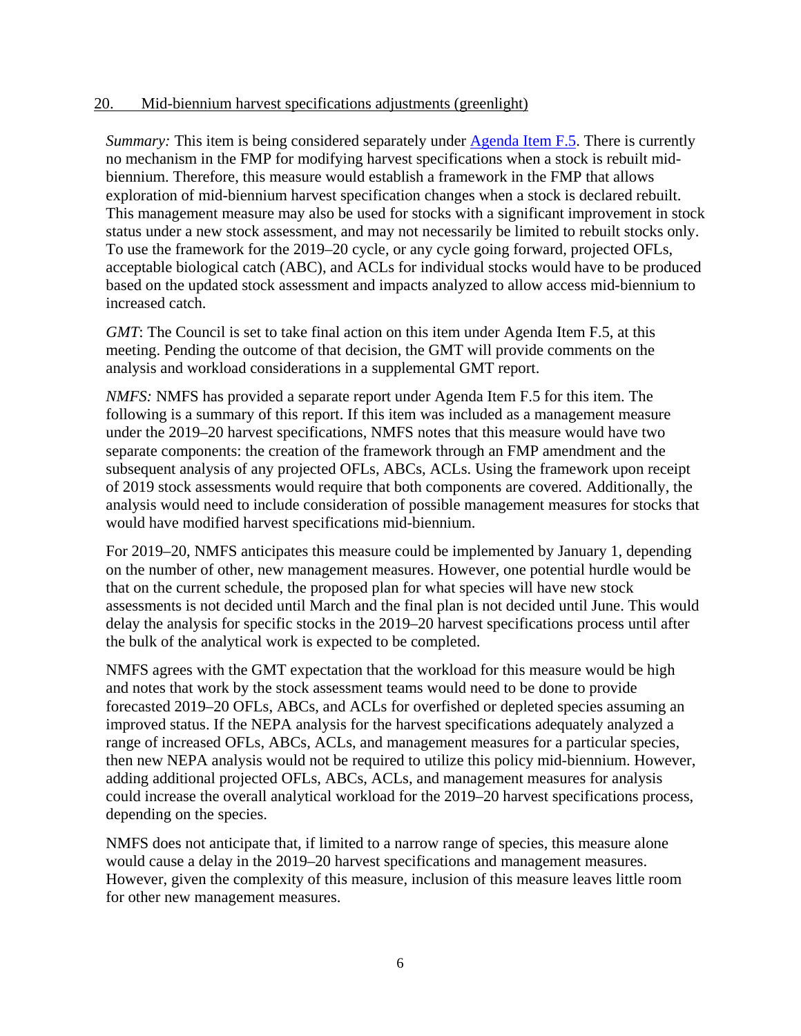20. Mid-biennium harvest specifications adjustments (greenlight)

*Summary:* This item is being considered separately under Agenda Item F.5. There is currently no mechanism in the FMP for modifying harvest specifications when a stock is rebuilt mid-biennium. Therefore, this measure would establish a framework in the FMP that allows exploration of mid-biennium harvest specification changes when a stock is declared rebuilt. This management measure may also be used for stocks with a significant improvement in stock status under a new stock assessment, and may not necessarily be limited to rebuilt stocks only. To use the framework for the 2019–20 cycle, or any cycle going forward, projected OFLs, acceptable biological catch (ABC), and ACLs for individual stocks would have to be produced based on the updated stock assessment and impacts analyzed to allow access mid-biennium to increased catch.

*GMT*: The Council is set to take final action on this item under Agenda Item F.5, at this meeting. Pending the outcome of that decision, the GMT will provide comments on the analysis and workload considerations in a supplemental GMT report.

*NMFS:* NMFS has provided a separate report under Agenda Item F.5 for this item. The following is a summary of this report. If this item was included as a management measure under the 2019–20 harvest specifications, NMFS notes that this measure would have two separate components: the creation of the framework through an FMP amendment and the subsequent analysis of any projected OFLs, ABCs, ACLs. Using the framework upon receipt of 2019 stock assessments would require that both components are covered. Additionally, the analysis would need to include consideration of possible management measures for stocks that would have modified harvest specifications mid-biennium.

For 2019–20, NMFS anticipates this measure could be implemented by January 1, depending on the number of other, new management measures. However, one potential hurdle would be that on the current schedule, the proposed plan for what species will have new stock assessments is not decided until March and the final plan is not decided until June. This would delay the analysis for specific stocks in the 2019–20 harvest specifications process until after the bulk of the analytical work is expected to be completed.

NMFS agrees with the GMT expectation that the workload for this measure would be high and notes that work by the stock assessment teams would need to be done to provide forecasted 2019–20 OFLs, ABCs, and ACLs for overfished or depleted species assuming an improved status. If the NEPA analysis for the harvest specifications adequately analyzed a range of increased OFLs, ABCs, ACLs, and management measures for a particular species, then new NEPA analysis would not be required to utilize this policy mid-biennium. However, adding additional projected OFLs, ABCs, ACLs, and management measures for analysis could increase the overall analytical workload for the 2019–20 harvest specifications process, depending on the species.

NMFS does not anticipate that, if limited to a narrow range of species, this measure alone would cause a delay in the 2019–20 harvest specifications and management measures. However, given the complexity of this measure, inclusion of this measure leaves little room for other new management measures.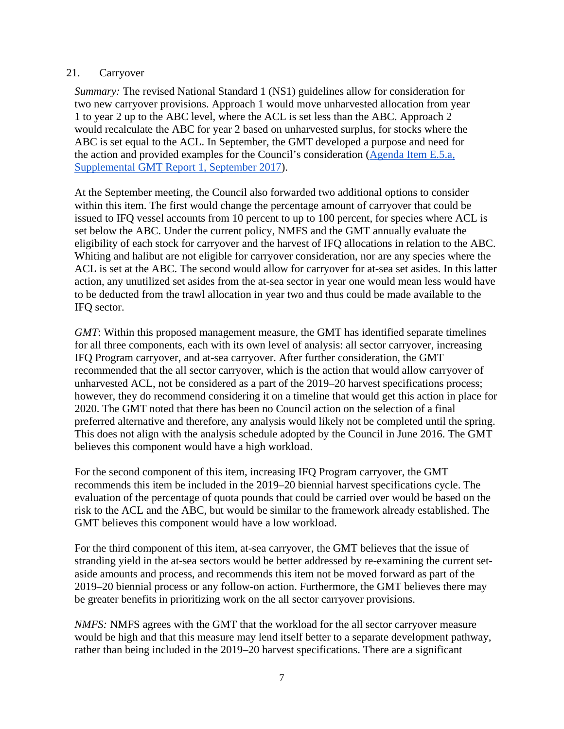21. Carryover

*Summary:* The revised National Standard 1 (NS1) guidelines allow for consideration for two new carryover provisions. Approach 1 would move unharvested allocation from year 1 to year 2 up to the ABC level, where the ACL is set less than the ABC. Approach 2 would recalculate the ABC for year 2 based on unharvested surplus, for stocks where the ABC is set equal to the ACL. In September, the GMT developed a purpose and need for the action and provided examples for the Council's consideration (Agenda Item E.5.a, Supplemental GMT Report 1, September 2017).

At the September meeting, the Council also forwarded two additional options to consider within this item. The first would change the percentage amount of carryover that could be issued to IFQ vessel accounts from 10 percent to up to 100 percent, for species where ACL is set below the ABC. Under the current policy, NMFS and the GMT annually evaluate the eligibility of each stock for carryover and the harvest of IFQ allocations in relation to the ABC. Whiting and halibut are not eligible for carryover consideration, nor are any species where the ACL is set at the ABC. The second would allow for carryover for at-sea set asides. In this latter action, any unutilized set asides from the at-sea sector in year one would mean less would have to be deducted from the trawl allocation in year two and thus could be made available to the IFQ sector.

*GMT*: Within this proposed management measure, the GMT has identified separate timelines for all three components, each with its own level of analysis: all sector carryover, increasing IFQ Program carryover, and at-sea carryover. After further consideration, the GMT recommended that the all sector carryover, which is the action that would allow carryover of unharvested ACL, not be considered as a part of the 2019–20 harvest specifications process; however, they do recommend considering it on a timeline that would get this action in place for 2020. The GMT noted that there has been no Council action on the selection of a final preferred alternative and therefore, any analysis would likely not be completed until the spring. This does not align with the analysis schedule adopted by the Council in June 2016. The GMT believes this component would have a high workload.

For the second component of this item, increasing IFQ Program carryover, the GMT recommends this item be included in the 2019–20 biennial harvest specifications cycle. The evaluation of the percentage of quota pounds that could be carried over would be based on the risk to the ACL and the ABC, but would be similar to the framework already established. The GMT believes this component would have a low workload.

For the third component of this item, at-sea carryover, the GMT believes that the issue of stranding yield in the at-sea sectors would be better addressed by re-examining the current set-aside amounts and process, and recommends this item not be moved forward as part of the 2019–20 biennial process or any follow-on action. Furthermore, the GMT believes there may be greater benefits in prioritizing work on the all sector carryover provisions.

*NMFS:* NMFS agrees with the GMT that the workload for the all sector carryover measure would be high and that this measure may lend itself better to a separate development pathway, rather than being included in the 2019–20 harvest specifications. There are a significant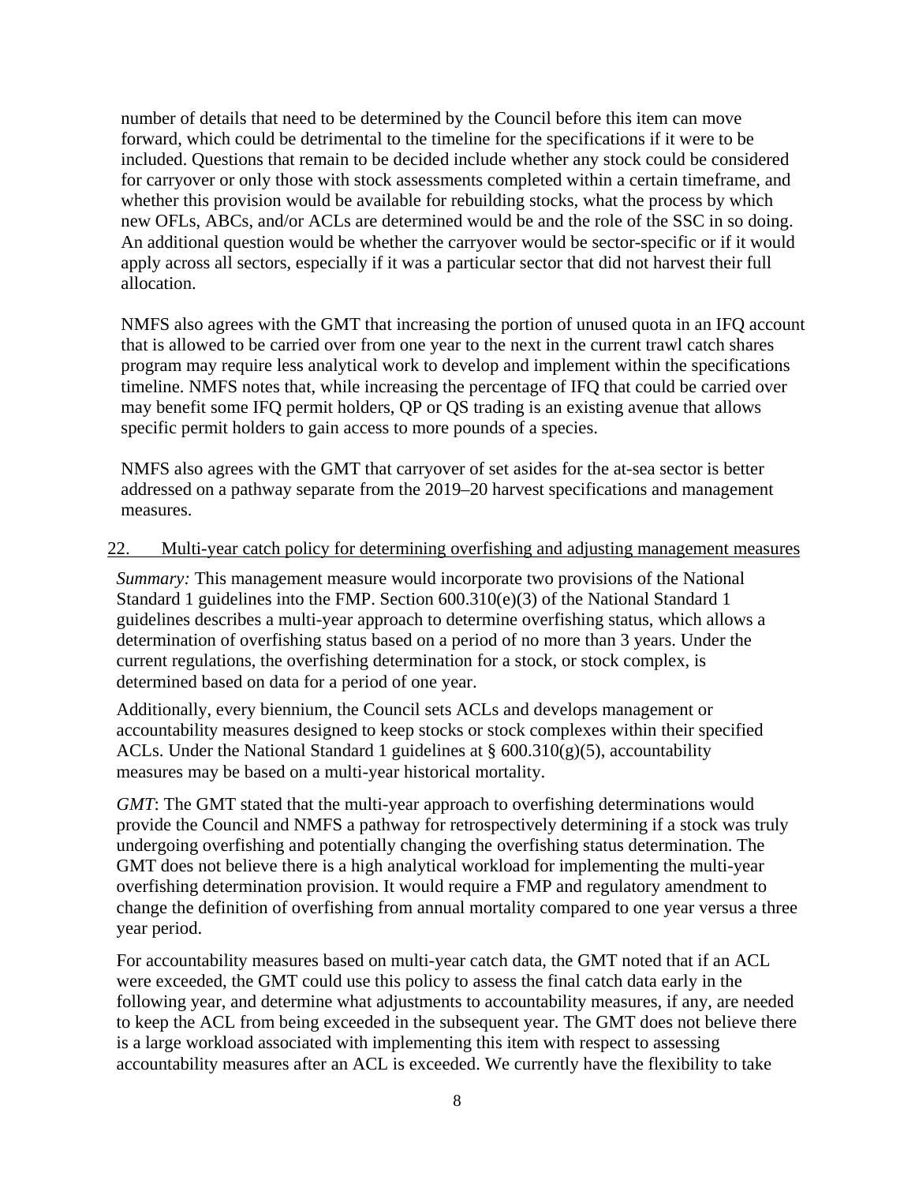number of details that need to be determined by the Council before this item can move forward, which could be detrimental to the timeline for the specifications if it were to be included. Questions that remain to be decided include whether any stock could be considered for carryover or only those with stock assessments completed within a certain timeframe, and whether this provision would be available for rebuilding stocks, what the process by which new OFLs, ABCs, and/or ACLs are determined would be and the role of the SSC in so doing. An additional question would be whether the carryover would be sector-specific or if it would apply across all sectors, especially if it was a particular sector that did not harvest their full allocation.

NMFS also agrees with the GMT that increasing the portion of unused quota in an IFQ account that is allowed to be carried over from one year to the next in the current trawl catch shares program may require less analytical work to develop and implement within the specifications timeline. NMFS notes that, while increasing the percentage of IFQ that could be carried over may benefit some IFQ permit holders, QP or QS trading is an existing avenue that allows specific permit holders to gain access to more pounds of a species.

NMFS also agrees with the GMT that carryover of set asides for the at-sea sector is better addressed on a pathway separate from the 2019–20 harvest specifications and management measures.

22. <u>Multi-year catch policy for determining overfishing and adjusting management measures</u>

*Summary:* This management measure would incorporate two provisions of the National Standard 1 guidelines into the FMP. Section 600.310(e)(3) of the National Standard 1 guidelines describes a multi-year approach to determine overfishing status, which allows a determination of overfishing status based on a period of no more than 3 years. Under the current regulations, the overfishing determination for a stock, or stock complex, is determined based on data for a period of one year.

Additionally, every biennium, the Council sets ACLs and develops management or accountability measures designed to keep stocks or stock complexes within their specified ACLs. Under the National Standard 1 guidelines at § 600.310(g)(5), accountability measures may be based on a multi-year historical mortality.

*GMT*: The GMT stated that the multi-year approach to overfishing determinations would provide the Council and NMFS a pathway for retrospectively determining if a stock was truly undergoing overfishing and potentially changing the overfishing status determination. The GMT does not believe there is a high analytical workload for implementing the multi-year overfishing determination provision. It would require a FMP and regulatory amendment to change the definition of overfishing from annual mortality compared to one year versus a three year period.

For accountability measures based on multi-year catch data, the GMT noted that if an ACL were exceeded, the GMT could use this policy to assess the final catch data early in the following year, and determine what adjustments to accountability measures, if any, are needed to keep the ACL from being exceeded in the subsequent year. The GMT does not believe there is a large workload associated with implementing this item with respect to assessing accountability measures after an ACL is exceeded. We currently have the flexibility to take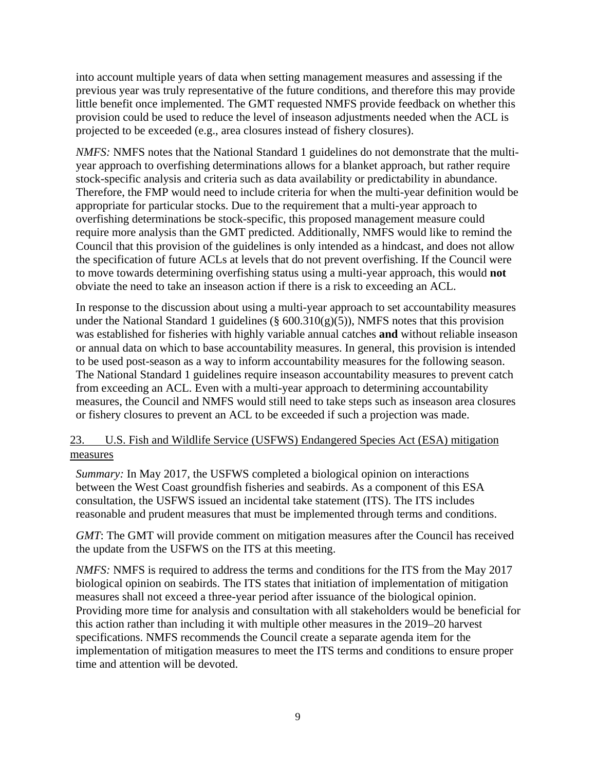into account multiple years of data when setting management measures and assessing if the previous year was truly representative of the future conditions, and therefore this may provide little benefit once implemented. The GMT requested NMFS provide feedback on whether this provision could be used to reduce the level of inseason adjustments needed when the ACL is projected to be exceeded (e.g., area closures instead of fishery closures).

*NMFS:* NMFS notes that the National Standard 1 guidelines do not demonstrate that the multi-year approach to overfishing determinations allows for a blanket approach, but rather require stock-specific analysis and criteria such as data availability or predictability in abundance. Therefore, the FMP would need to include criteria for when the multi-year definition would be appropriate for particular stocks. Due to the requirement that a multi-year approach to overfishing determinations be stock-specific, this proposed management measure could require more analysis than the GMT predicted. Additionally, NMFS would like to remind the Council that this provision of the guidelines is only intended as a hindcast, and does not allow the specification of future ACLs at levels that do not prevent overfishing. If the Council were to move towards determining overfishing status using a multi-year approach, this would **not** obviate the need to take an inseason action if there is a risk to exceeding an ACL.

In response to the discussion about using a multi-year approach to set accountability measures under the National Standard 1 guidelines (§ 600.310(g)(5)), NMFS notes that this provision was established for fisheries with highly variable annual catches **and** without reliable inseason or annual data on which to base accountability measures. In general, this provision is intended to be used post-season as a way to inform accountability measures for the following season. The National Standard 1 guidelines require inseason accountability measures to prevent catch from exceeding an ACL. Even with a multi-year approach to determining accountability measures, the Council and NMFS would still need to take steps such as inseason area closures or fishery closures to prevent an ACL to be exceeded if such a projection was made.

23. U.S. Fish and Wildlife Service (USFWS) Endangered Species Act (ESA) mitigation measures

*Summary:* In May 2017, the USFWS completed a biological opinion on interactions between the West Coast groundfish fisheries and seabirds. As a component of this ESA consultation, the USFWS issued an incidental take statement (ITS). The ITS includes reasonable and prudent measures that must be implemented through terms and conditions.

*GMT*: The GMT will provide comment on mitigation measures after the Council has received the update from the USFWS on the ITS at this meeting.

*NMFS:* NMFS is required to address the terms and conditions for the ITS from the May 2017 biological opinion on seabirds. The ITS states that initiation of implementation of mitigation measures shall not exceed a three-year period after issuance of the biological opinion. Providing more time for analysis and consultation with all stakeholders would be beneficial for this action rather than including it with multiple other measures in the 2019–20 harvest specifications. NMFS recommends the Council create a separate agenda item for the implementation of mitigation measures to meet the ITS terms and conditions to ensure proper time and attention will be devoted.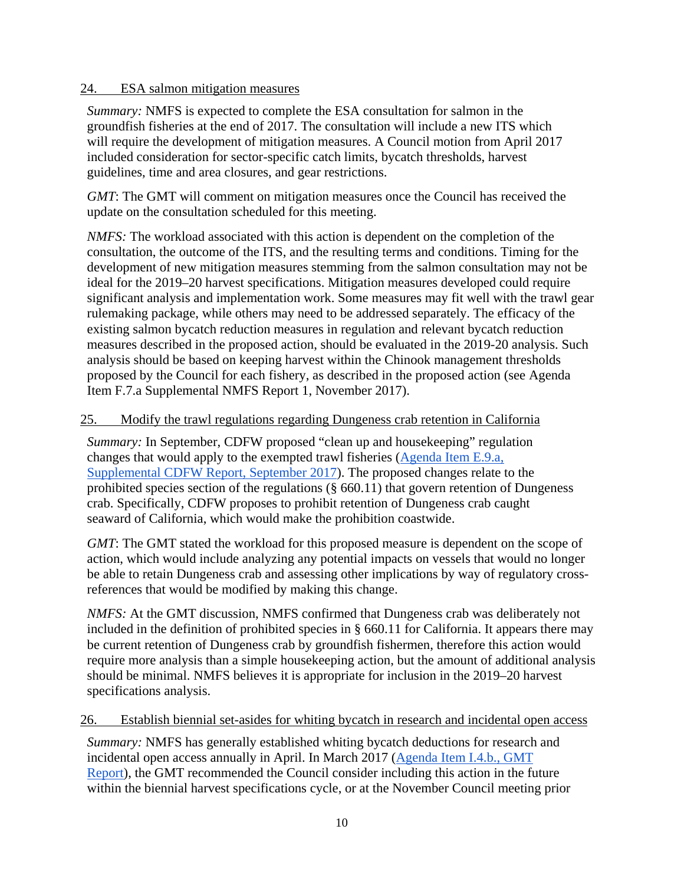24. ESA salmon mitigation measures

*Summary:* NMFS is expected to complete the ESA consultation for salmon in the groundfish fisheries at the end of 2017. The consultation will include a new ITS which will require the development of mitigation measures. A Council motion from April 2017 included consideration for sector-specific catch limits, bycatch thresholds, harvest guidelines, time and area closures, and gear restrictions.

*GMT*: The GMT will comment on mitigation measures once the Council has received the update on the consultation scheduled for this meeting.

*NMFS:* The workload associated with this action is dependent on the completion of the consultation, the outcome of the ITS, and the resulting terms and conditions. Timing for the development of new mitigation measures stemming from the salmon consultation may not be ideal for the 2019–20 harvest specifications. Mitigation measures developed could require significant analysis and implementation work. Some measures may fit well with the trawl gear rulemaking package, while others may need to be addressed separately. The efficacy of the existing salmon bycatch reduction measures in regulation and relevant bycatch reduction measures described in the proposed action, should be evaluated in the 2019-20 analysis. Such analysis should be based on keeping harvest within the Chinook management thresholds proposed by the Council for each fishery, as described in the proposed action (see Agenda Item F.7.a Supplemental NMFS Report 1, November 2017).

25. Modify the trawl regulations regarding Dungeness crab retention in California

*Summary:* In September, CDFW proposed "clean up and housekeeping" regulation changes that would apply to the exempted trawl fisheries (Agenda Item E.9.a, Supplemental CDFW Report, September 2017). The proposed changes relate to the prohibited species section of the regulations (§ 660.11) that govern retention of Dungeness crab. Specifically, CDFW proposes to prohibit retention of Dungeness crab caught seaward of California, which would make the prohibition coastwide.

*GMT*: The GMT stated the workload for this proposed measure is dependent on the scope of action, which would include analyzing any potential impacts on vessels that would no longer be able to retain Dungeness crab and assessing other implications by way of regulatory cross-references that would be modified by making this change.

*NMFS:* At the GMT discussion, NMFS confirmed that Dungeness crab was deliberately not included in the definition of prohibited species in § 660.11 for California. It appears there may be current retention of Dungeness crab by groundfish fishermen, therefore this action would require more analysis than a simple housekeeping action, but the amount of additional analysis should be minimal. NMFS believes it is appropriate for inclusion in the 2019–20 harvest specifications analysis.

26. Establish biennial set-asides for whiting bycatch in research and incidental open access

*Summary:* NMFS has generally established whiting bycatch deductions for research and incidental open access annually in April. In March 2017 (Agenda Item I.4.b., GMT Report), the GMT recommended the Council consider including this action in the future within the biennial harvest specifications cycle, or at the November Council meeting prior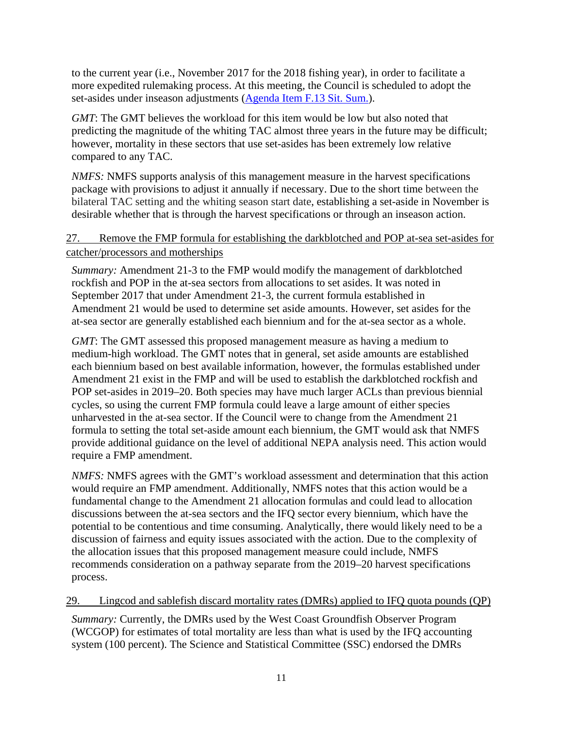to the current year (i.e., November 2017 for the 2018 fishing year), in order to facilitate a more expedited rulemaking process. At this meeting, the Council is scheduled to adopt the set-asides under inseason adjustments (Agenda Item F.13 Sit. Sum.).

*GMT*: The GMT believes the workload for this item would be low but also noted that predicting the magnitude of the whiting TAC almost three years in the future may be difficult; however, mortality in these sectors that use set-asides has been extremely low relative compared to any TAC.

*NMFS:* NMFS supports analysis of this management measure in the harvest specifications package with provisions to adjust it annually if necessary. Due to the short time between the bilateral TAC setting and the whiting season start date, establishing a set-aside in November is desirable whether that is through the harvest specifications or through an inseason action.

27. Remove the FMP formula for establishing the darkblotched and POP at-sea set-asides for catcher/processors and motherships

*Summary:* Amendment 21-3 to the FMP would modify the management of darkblotched rockfish and POP in the at-sea sectors from allocations to set asides. It was noted in September 2017 that under Amendment 21-3, the current formula established in Amendment 21 would be used to determine set aside amounts. However, set asides for the at-sea sector are generally established each biennium and for the at-sea sector as a whole.

*GMT*: The GMT assessed this proposed management measure as having a medium to medium-high workload. The GMT notes that in general, set aside amounts are established each biennium based on best available information, however, the formulas established under Amendment 21 exist in the FMP and will be used to establish the darkblotched rockfish and POP set-asides in 2019–20. Both species may have much larger ACLs than previous biennial cycles, so using the current FMP formula could leave a large amount of either species unharvested in the at-sea sector. If the Council were to change from the Amendment 21 formula to setting the total set-aside amount each biennium, the GMT would ask that NMFS provide additional guidance on the level of additional NEPA analysis need. This action would require a FMP amendment.

*NMFS:* NMFS agrees with the GMT's workload assessment and determination that this action would require an FMP amendment. Additionally, NMFS notes that this action would be a fundamental change to the Amendment 21 allocation formulas and could lead to allocation discussions between the at-sea sectors and the IFQ sector every biennium, which have the potential to be contentious and time consuming. Analytically, there would likely need to be a discussion of fairness and equity issues associated with the action. Due to the complexity of the allocation issues that this proposed management measure could include, NMFS recommends consideration on a pathway separate from the 2019–20 harvest specifications process.

29. Lingcod and sablefish discard mortality rates (DMRs) applied to IFQ quota pounds (QP)

*Summary:* Currently, the DMRs used by the West Coast Groundfish Observer Program (WCGOP) for estimates of total mortality are less than what is used by the IFQ accounting system (100 percent). The Science and Statistical Committee (SSC) endorsed the DMRs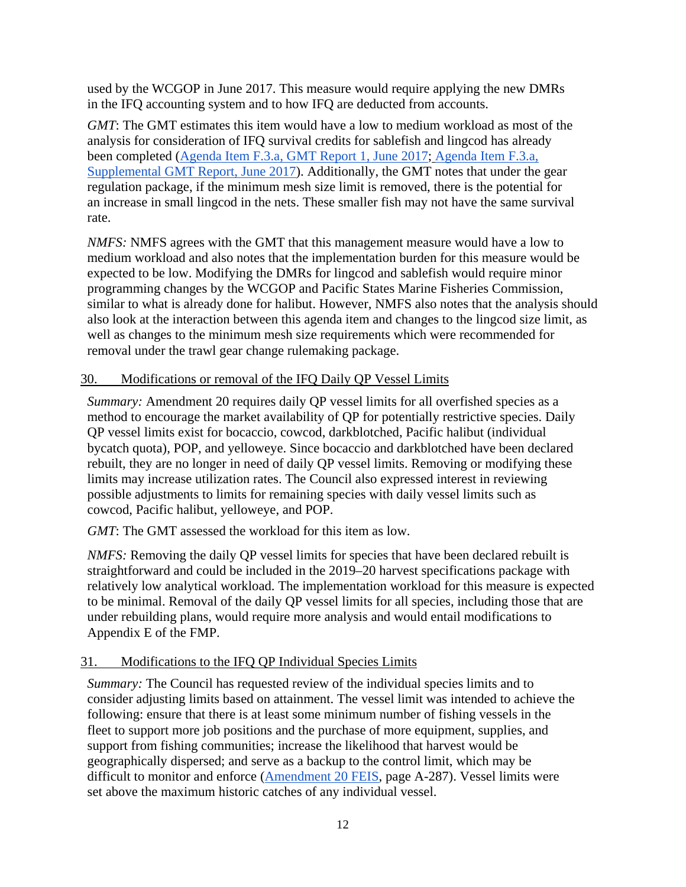used by the WCGOP in June 2017. This measure would require applying the new DMRs in the IFQ accounting system and to how IFQ are deducted from accounts.

*GMT*: The GMT estimates this item would have a low to medium workload as most of the analysis for consideration of IFQ survival credits for sablefish and lingcod has already been completed (Agenda Item F.3.a, GMT Report 1, June 2017; Agenda Item F.3.a, Supplemental GMT Report, June 2017). Additionally, the GMT notes that under the gear regulation package, if the minimum mesh size limit is removed, there is the potential for an increase in small lingcod in the nets. These smaller fish may not have the same survival rate.

*NMFS:* NMFS agrees with the GMT that this management measure would have a low to medium workload and also notes that the implementation burden for this measure would be expected to be low. Modifying the DMRs for lingcod and sablefish would require minor programming changes by the WCGOP and Pacific States Marine Fisheries Commission, similar to what is already done for halibut. However, NMFS also notes that the analysis should also look at the interaction between this agenda item and changes to the lingcod size limit, as well as changes to the minimum mesh size requirements which were recommended for removal under the trawl gear change rulemaking package.

30. Modifications or removal of the IFQ Daily QP Vessel Limits

*Summary:* Amendment 20 requires daily QP vessel limits for all overfished species as a method to encourage the market availability of QP for potentially restrictive species. Daily QP vessel limits exist for bocaccio, cowcod, darkblotched, Pacific halibut (individual bycatch quota), POP, and yelloweye. Since bocaccio and darkblotched have been declared rebuilt, they are no longer in need of daily QP vessel limits. Removing or modifying these limits may increase utilization rates. The Council also expressed interest in reviewing possible adjustments to limits for remaining species with daily vessel limits such as cowcod, Pacific halibut, yelloweye, and POP.

*GMT*: The GMT assessed the workload for this item as low.

*NMFS:* Removing the daily QP vessel limits for species that have been declared rebuilt is straightforward and could be included in the 2019–20 harvest specifications package with relatively low analytical workload. The implementation workload for this measure is expected to be minimal. Removal of the daily QP vessel limits for all species, including those that are under rebuilding plans, would require more analysis and would entail modifications to Appendix E of the FMP.

31. Modifications to the IFQ QP Individual Species Limits

*Summary:* The Council has requested review of the individual species limits and to consider adjusting limits based on attainment. The vessel limit was intended to achieve the following: ensure that there is at least some minimum number of fishing vessels in the fleet to support more job positions and the purchase of more equipment, supplies, and support from fishing communities; increase the likelihood that harvest would be geographically dispersed; and serve as a backup to the control limit, which may be difficult to monitor and enforce (Amendment 20 FEIS, page A-287). Vessel limits were set above the maximum historic catches of any individual vessel.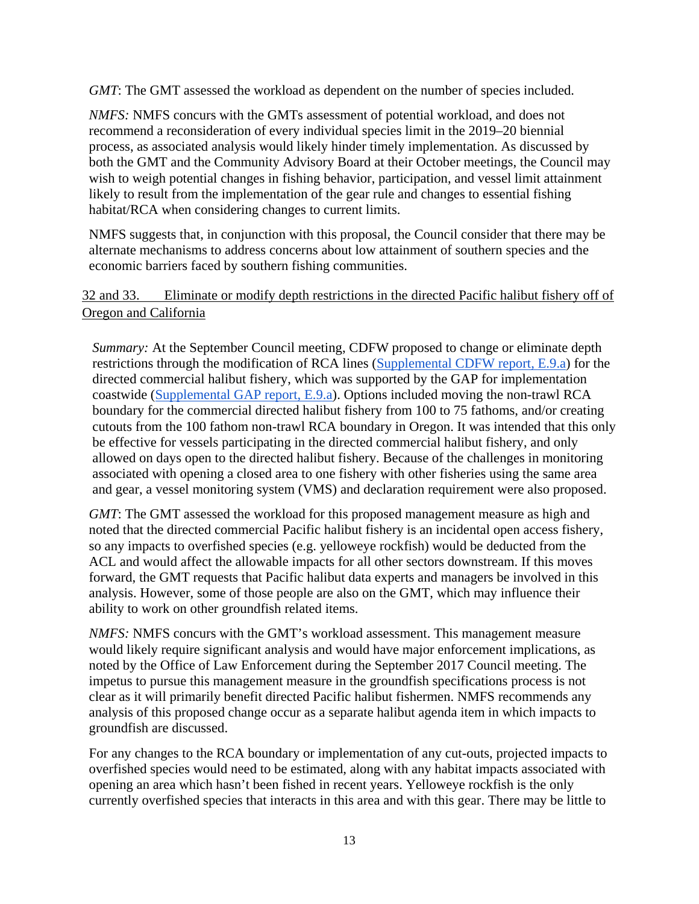*GMT*: The GMT assessed the workload as dependent on the number of species included.

*NMFS:* NMFS concurs with the GMTs assessment of potential workload, and does not recommend a reconsideration of every individual species limit in the 2019–20 biennial process, as associated analysis would likely hinder timely implementation. As discussed by both the GMT and the Community Advisory Board at their October meetings, the Council may wish to weigh potential changes in fishing behavior, participation, and vessel limit attainment likely to result from the implementation of the gear rule and changes to essential fishing habitat/RCA when considering changes to current limits.

NMFS suggests that, in conjunction with this proposal, the Council consider that there may be alternate mechanisms to address concerns about low attainment of southern species and the economic barriers faced by southern fishing communities.

32 and 33. Eliminate or modify depth restrictions in the directed Pacific halibut fishery off of Oregon and California

*Summary:* At the September Council meeting, CDFW proposed to change or eliminate depth restrictions through the modification of RCA lines (Supplemental CDFW report, E.9.a) for the directed commercial halibut fishery, which was supported by the GAP for implementation coastwide (Supplemental GAP report, E.9.a). Options included moving the non-trawl RCA boundary for the commercial directed halibut fishery from 100 to 75 fathoms, and/or creating cutouts from the 100 fathom non-trawl RCA boundary in Oregon. It was intended that this only be effective for vessels participating in the directed commercial halibut fishery, and only allowed on days open to the directed halibut fishery. Because of the challenges in monitoring associated with opening a closed area to one fishery with other fisheries using the same area and gear, a vessel monitoring system (VMS) and declaration requirement were also proposed.

*GMT*: The GMT assessed the workload for this proposed management measure as high and noted that the directed commercial Pacific halibut fishery is an incidental open access fishery, so any impacts to overfished species (e.g. yelloweye rockfish) would be deducted from the ACL and would affect the allowable impacts for all other sectors downstream. If this moves forward, the GMT requests that Pacific halibut data experts and managers be involved in this analysis. However, some of those people are also on the GMT, which may influence their ability to work on other groundfish related items.

*NMFS:* NMFS concurs with the GMT's workload assessment. This management measure would likely require significant analysis and would have major enforcement implications, as noted by the Office of Law Enforcement during the September 2017 Council meeting. The impetus to pursue this management measure in the groundfish specifications process is not clear as it will primarily benefit directed Pacific halibut fishermen. NMFS recommends any analysis of this proposed change occur as a separate halibut agenda item in which impacts to groundfish are discussed.

For any changes to the RCA boundary or implementation of any cut-outs, projected impacts to overfished species would need to be estimated, along with any habitat impacts associated with opening an area which hasn't been fished in recent years. Yelloweye rockfish is the only currently overfished species that interacts in this area and with this gear. There may be little to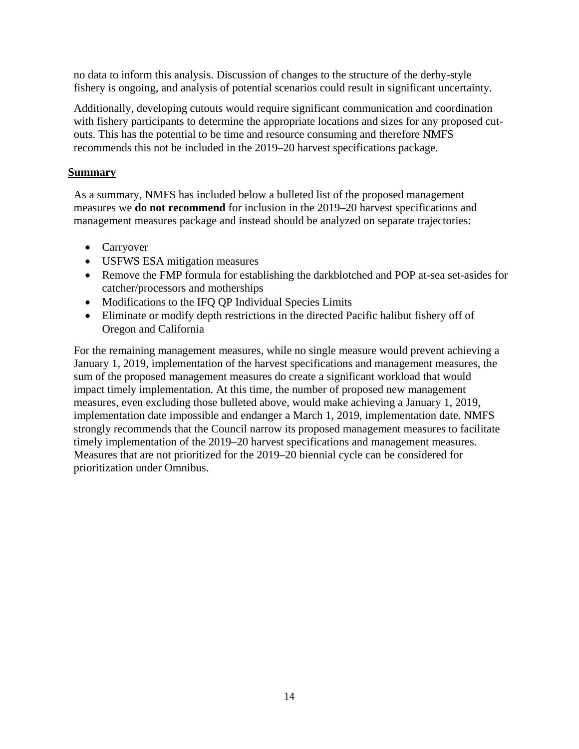no data to inform this analysis. Discussion of changes to the structure of the derby-style fishery is ongoing, and analysis of potential scenarios could result in significant uncertainty.

Additionally, developing cutouts would require significant communication and coordination with fishery participants to determine the appropriate locations and sizes for any proposed cut-outs. This has the potential to be time and resource consuming and therefore NMFS recommends this not be included in the 2019–20 harvest specifications package.

## Summary

As a summary, NMFS has included below a bulleted list of the proposed management measures we **do not recommend** for inclusion in the 2019–20 harvest specifications and management measures package and instead should be analyzed on separate trajectories:

- Carryover
- USFWS ESA mitigation measures
- Remove the FMP formula for establishing the darkblotched and POP at-sea set-asides for catcher/processors and motherships
- Modifications to the IFQ QP Individual Species Limits
- Eliminate or modify depth restrictions in the directed Pacific halibut fishery off of Oregon and California

For the remaining management measures, while no single measure would prevent achieving a January 1, 2019, implementation of the harvest specifications and management measures, the sum of the proposed management measures do create a significant workload that would impact timely implementation. At this time, the number of proposed new management measures, even excluding those bulleted above, would make achieving a January 1, 2019, implementation date impossible and endanger a March 1, 2019, implementation date. NMFS strongly recommends that the Council narrow its proposed management measures to facilitate timely implementation of the 2019–20 harvest specifications and management measures. Measures that are not prioritized for the 2019–20 biennial cycle can be considered for prioritization under Omnibus.